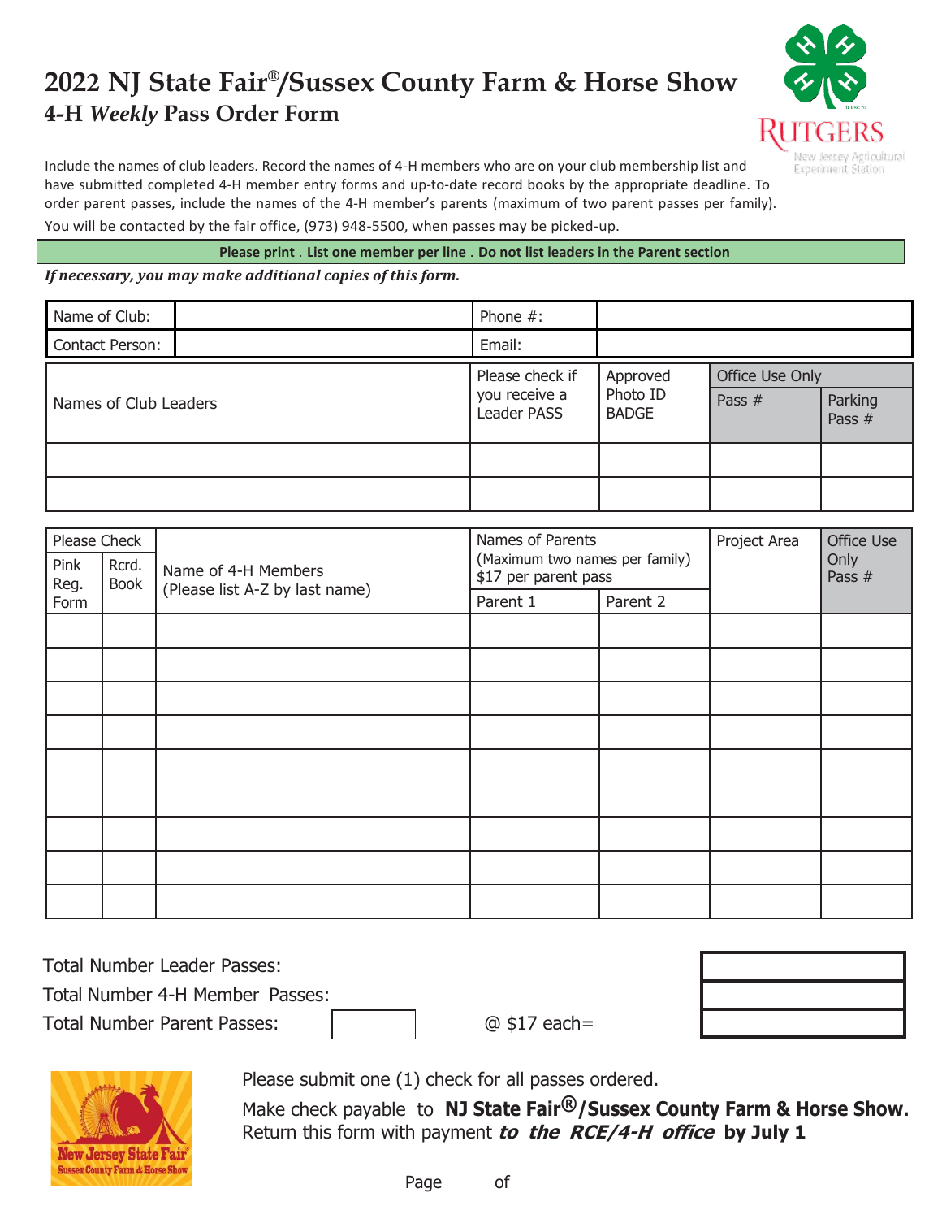# 2022 NJ State Fair®/Sussex County Farm & Horse Show

## 4-H *Weekly* Pass Order Form

Include the names of club leaders. Record the names of 4-H members who are on your club membership list and have submitted completed 4-H member entry forms and up-to-date record books by the appropriate deadline. To order parent passes, include the names of the 4-H member's parents (maximum of two parent passes per family).

You will be contacted by the fair office, (973) 948-5500, when passes may be picked-up.

**Please print . List one member per line . Do not list leaders in the Parent section**

***If necessary, you may make additional copies of this form.***

| Name of Club: | | Phone #: | |
|---|---|---|---|
| Contact Person: | | Email: | |

| Names of Club Leaders | Please check if you receive a Leader PASS | Approved Photo ID BADGE | Office Use Only | |
|---|---|---|---|---|
| | | | Pass # | Parking Pass # |
| | | | | |
| | | | | |

| Please Check | | Name of 4-H Members (Please list A-Z by last name) | Names of Parents (Maximum two names per family) $17 per parent pass | | Project Area | Office Use Only Pass # |
|---|---|---|---|---|---|---|
| Pink Reg. Form | Rcrd. Book | | Parent 1 | Parent 2 | | |
| | | | | | | |
| | | | | | | |
| | | | | | | |
| | | | | | | |
| | | | | | | |
| | | | | | | |
| | | | | | | |
| | | | | | | |
| | | | | | | |

Total Number Leader Passes: ______

Total Number 4-H Member Passes: ______

Total Number Parent Passes: ______ @ $17 each= ______

Please submit one (1) check for all passes ordered.

Make check payable to **NJ State Fair®/Sussex County Farm & Horse Show.**

Return this form with payment ***to the RCE/4-H office*** **by July 1**

Page ____ of ____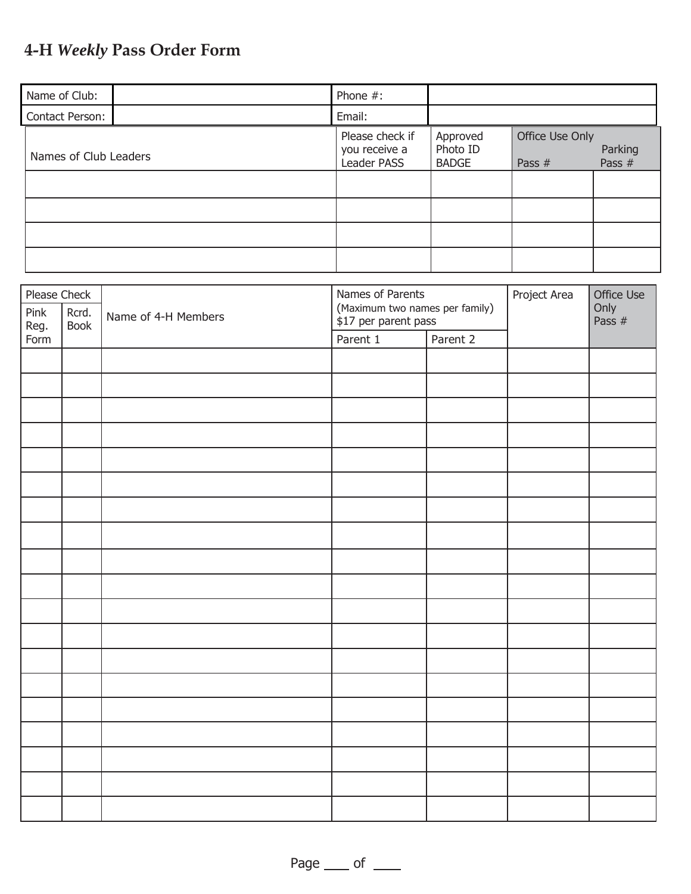# 4-H *Weekly* Pass Order Form

| Name of Club: | | Phone #: | |
|---|---|---|---|
| Contact Person: | | Email: | |

| Names of Club Leaders | Please check if you receive a Leader PASS | Approved Photo ID BADGE | Office Use Only Pass # | Parking Pass # |
|---|---|---|---|---|
| | | | | |
| | | | | |
| | | | | |
| | | | | |

| Please Check | | Name of 4-H Members | Names of Parents (Maximum two names per family) $17 per parent pass | | Project Area | Office Use Only Pass # |
|---|---|---|---|---|---|---|
| Pink Reg. Form | Rcrd. Book | | Parent 1 | Parent 2 | | |
| | | | | | | |
| | | | | | | |
| | | | | | | |
| | | | | | | |
| | | | | | | |
| | | | | | | |
| | | | | | | |
| | | | | | | |
| | | | | | | |
| | | | | | | |
| | | | | | | |
| | | | | | | |
| | | | | | | |
| | | | | | | |
| | | | | | | |
| | | | | | | |
| | | | | | | |
| | | | | | | |
| | | | | | | |

Page ___ of ___